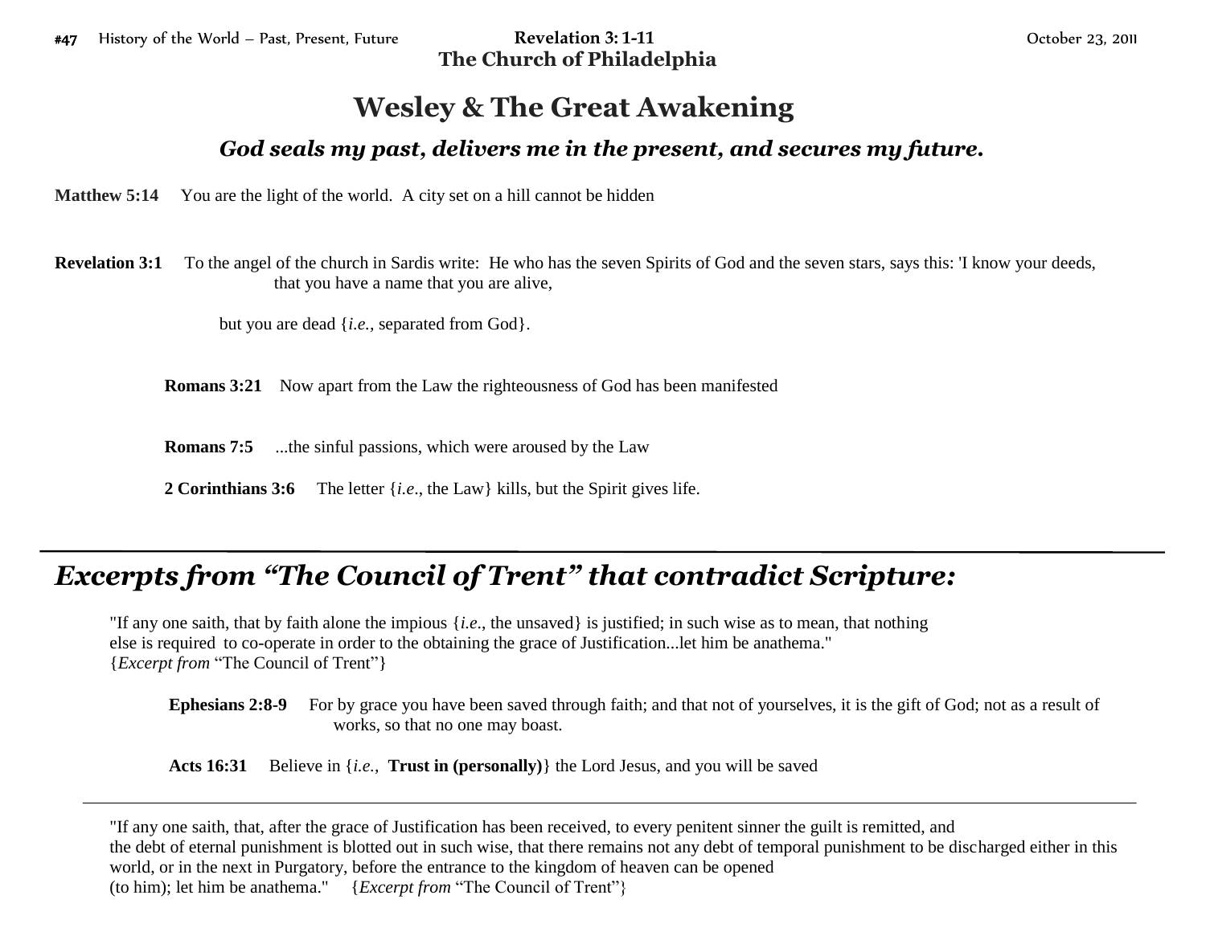#47 History of the World – Past, Present, Future **Revelation 3: 1-11** October 23, 2011

**The Church of Philadelphia**

# Wesley & The Great Awakening

### *God seals my past, delivers me in the present, and secures my future.*

**Matthew 5:14** You are the light of the world. A city set on a hill cannot be hidden

**Revelation 3:1** To the angel of the church in Sardis write: He who has the seven Spirits of God and the seven stars, says this: 'I know your deeds, that you have a name that you are alive,

but you are dead {*i.e.*, separated from God}.

**Romans 3:21** Now apart from the Law the righteousness of God has been manifested

**Romans 7:5** ...the sinful passions, which were aroused by the Law

**2 Corinthians 3:6** The letter {*i.e*., the Law} kills, but the Spirit gives life.

---

## *Excerpts from "The Council of Trent" that contradict Scripture:*

"If any one saith, that by faith alone the impious {*i.e*., the unsaved} is justified; in such wise as to mean, that nothing else is required to co-operate in order to the obtaining the grace of Justification...let him be anathema." {*Excerpt from* "The Council of Trent"}

**Ephesians 2:8-9** For by grace you have been saved through faith; and that not of yourselves, it is the gift of God; not as a result of works, so that no one may boast.

**Acts 16:31** Believe in {*i.e.*, **Trust in (personally)**} the Lord Jesus, and you will be saved

---

"If any one saith, that, after the grace of Justification has been received, to every penitent sinner the guilt is remitted, and the debt of eternal punishment is blotted out in such wise, that there remains not any debt of temporal punishment to be discharged either in this world, or in the next in Purgatory, before the entrance to the kingdom of heaven can be opened (to him); let him be anathema." {*Excerpt from* "The Council of Trent"}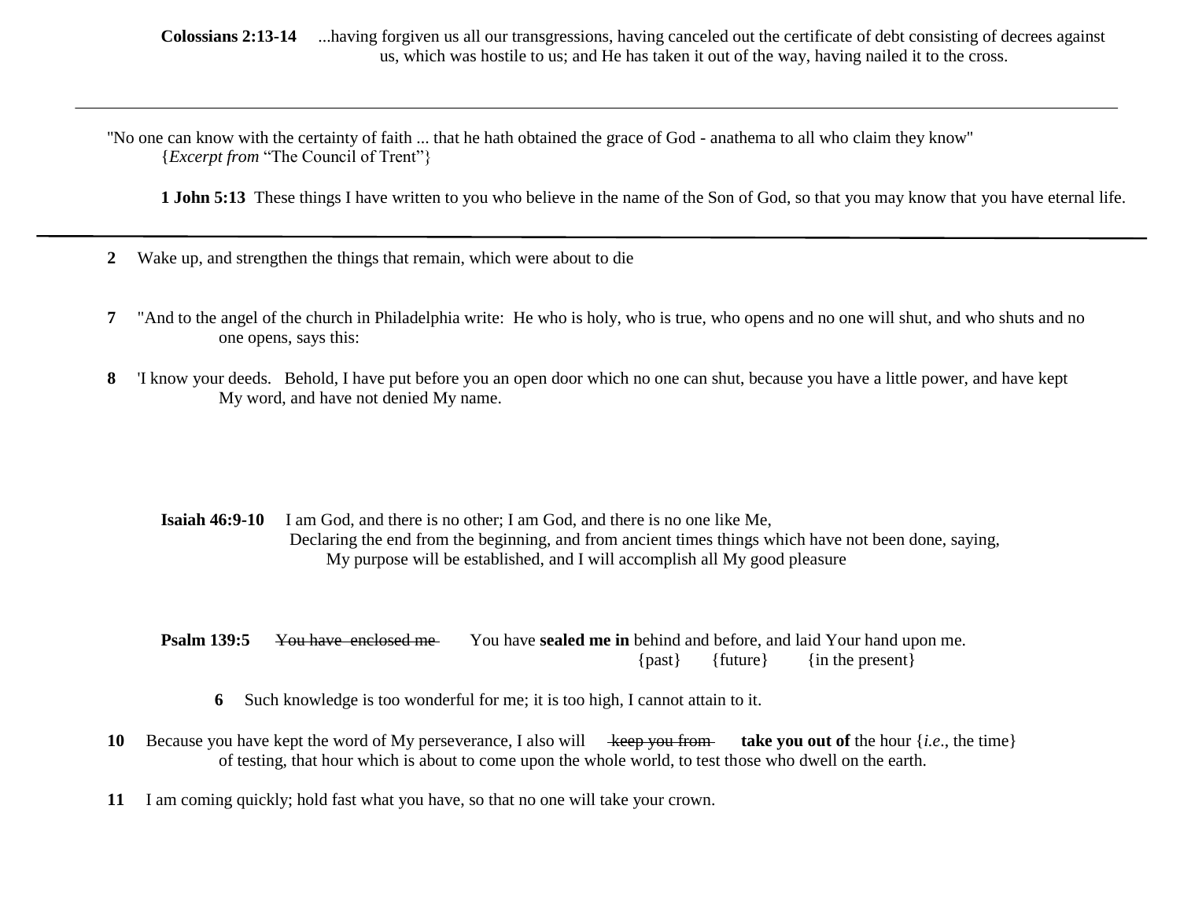**Colossians 2:13-14** ...having forgiven us all our transgressions, having canceled out the certificate of debt consisting of decrees against us, which was hostile to us; and He has taken it out of the way, having nailed it to the cross.

---

"No one can know with the certainty of faith ... that he hath obtained the grace of God - anathema to all who claim they know"
{*Excerpt from* "The Council of Trent"}

**1 John 5:13** These things I have written to you who believe in the name of the Son of God, so that you may know that you have eternal life.

---

**2** Wake up, and strengthen the things that remain, which were about to die

**7** "And to the angel of the church in Philadelphia write: He who is holy, who is true, who opens and no one will shut, and who shuts and no one opens, says this:

**8** 'I know your deeds. Behold, I have put before you an open door which no one can shut, because you have a little power, and have kept My word, and have not denied My name.

**Isaiah 46:9-10** I am God, and there is no other; I am God, and there is no one like Me,
Declaring the end from the beginning, and from ancient times things which have not been done, saying,
My purpose will be established, and I will accomplish all My good pleasure

**Psalm 139:5** ~~You have enclosed me~~ You have **sealed me in** behind and before, and laid Your hand upon me.
{past} {future} {in the present}

**6** Such knowledge is too wonderful for me; it is too high, I cannot attain to it.

**10** Because you have kept the word of My perseverance, I also will ~~keep you from~~ **take you out of** the hour {*i.e.*, the time} of testing, that hour which is about to come upon the whole world, to test those who dwell on the earth.

**11** I am coming quickly; hold fast what you have, so that no one will take your crown.